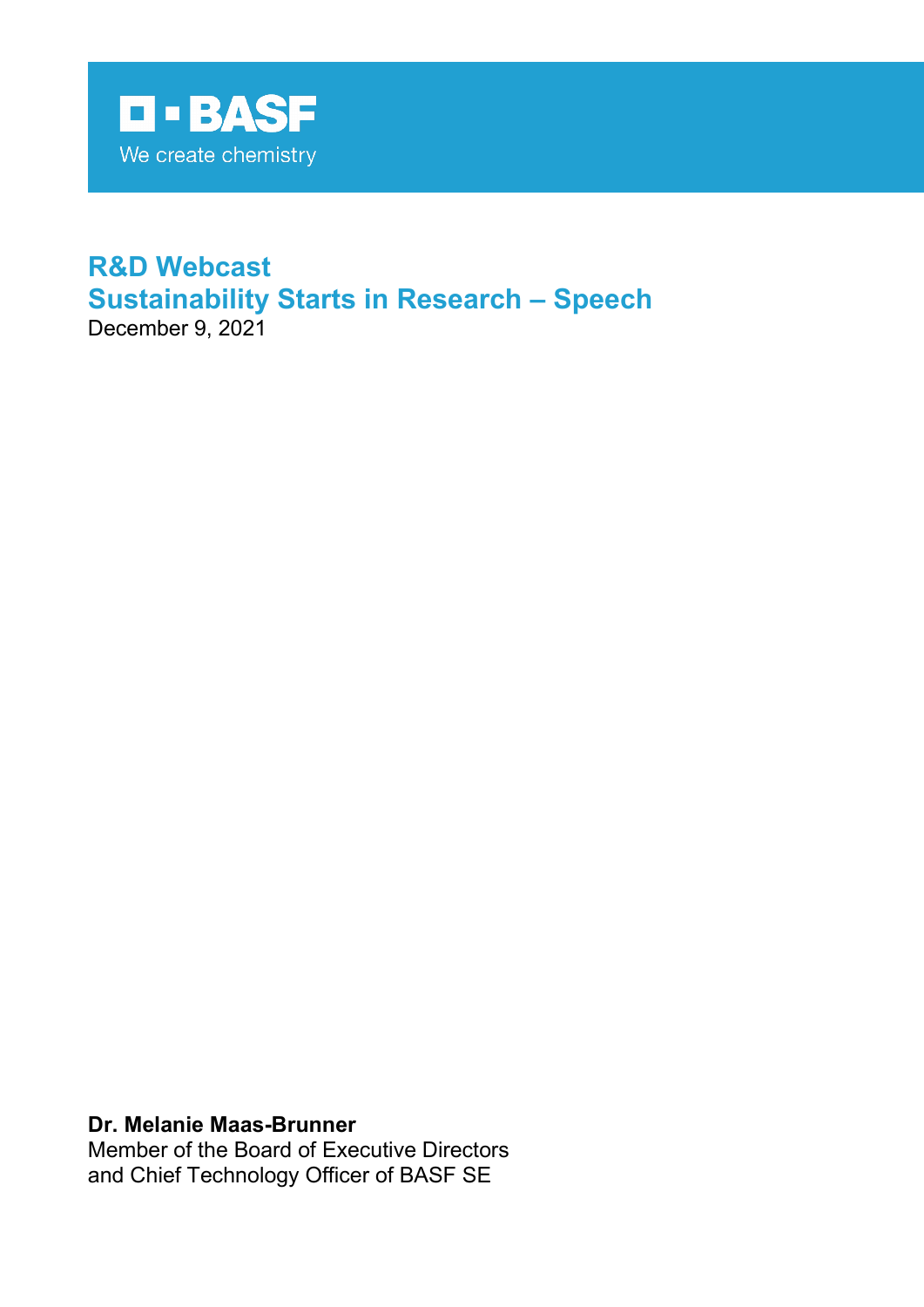BASF

We create chemistry

# R&D Webcast
# Sustainability Starts in Research – Speech

December 9, 2021

**Dr. Melanie Maas-Brunner**
Member of the Board of Executive Directors
and Chief Technology Officer of BASF SE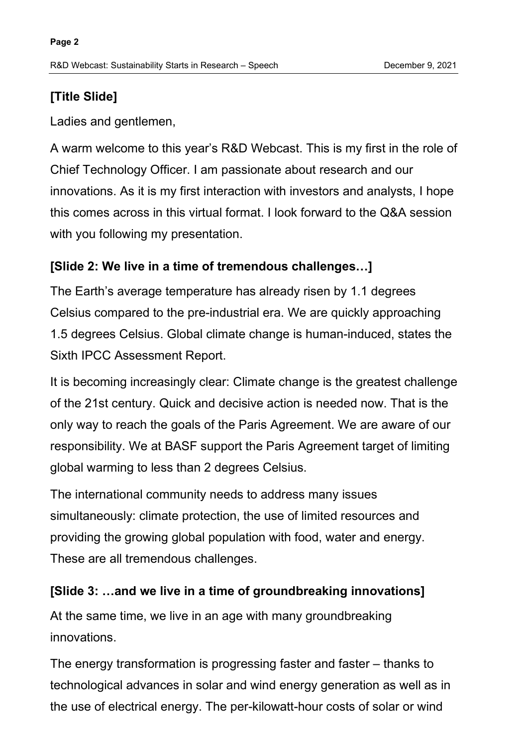**[Title Slide]**

Ladies and gentlemen,

A warm welcome to this year's R&D Webcast. This is my first in the role of Chief Technology Officer. I am passionate about research and our innovations. As it is my first interaction with investors and analysts, I hope this comes across in this virtual format. I look forward to the Q&A session with you following my presentation.

**[Slide 2: We live in a time of tremendous challenges…]**

The Earth's average temperature has already risen by 1.1 degrees Celsius compared to the pre-industrial era. We are quickly approaching 1.5 degrees Celsius. Global climate change is human-induced, states the Sixth IPCC Assessment Report.

It is becoming increasingly clear: Climate change is the greatest challenge of the 21st century. Quick and decisive action is needed now. That is the only way to reach the goals of the Paris Agreement. We are aware of our responsibility. We at BASF support the Paris Agreement target of limiting global warming to less than 2 degrees Celsius.

The international community needs to address many issues simultaneously: climate protection, the use of limited resources and providing the growing global population with food, water and energy. These are all tremendous challenges.

**[Slide 3: …and we live in a time of groundbreaking innovations]**

At the same time, we live in an age with many groundbreaking innovations.

The energy transformation is progressing faster and faster – thanks to technological advances in solar and wind energy generation as well as in the use of electrical energy. The per-kilowatt-hour costs of solar or wind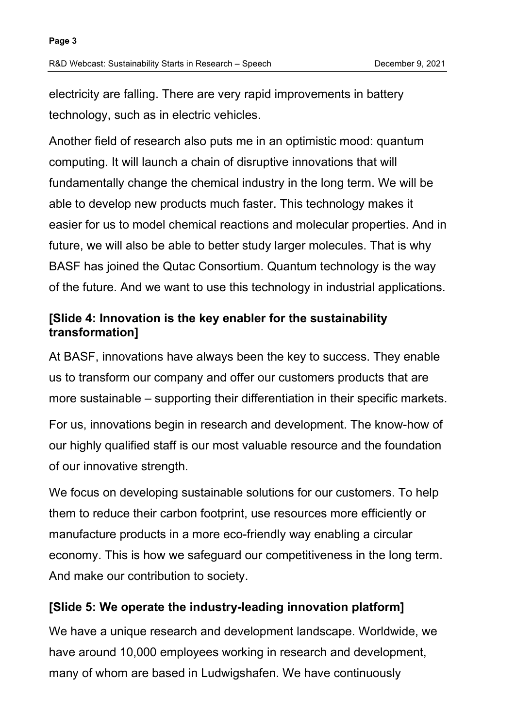electricity are falling. There are very rapid improvements in battery technology, such as in electric vehicles.

Another field of research also puts me in an optimistic mood: quantum computing. It will launch a chain of disruptive innovations that will fundamentally change the chemical industry in the long term. We will be able to develop new products much faster. This technology makes it easier for us to model chemical reactions and molecular properties. And in future, we will also be able to better study larger molecules. That is why BASF has joined the Qutac Consortium. Quantum technology is the way of the future. And we want to use this technology in industrial applications.

**[Slide 4: Innovation is the key enabler for the sustainability transformation]**

At BASF, innovations have always been the key to success. They enable us to transform our company and offer our customers products that are more sustainable – supporting their differentiation in their specific markets.

For us, innovations begin in research and development. The know-how of our highly qualified staff is our most valuable resource and the foundation of our innovative strength.

We focus on developing sustainable solutions for our customers. To help them to reduce their carbon footprint, use resources more efficiently or manufacture products in a more eco-friendly way enabling a circular economy. This is how we safeguard our competitiveness in the long term. And make our contribution to society.

**[Slide 5: We operate the industry-leading innovation platform]**

We have a unique research and development landscape. Worldwide, we have around 10,000 employees working in research and development, many of whom are based in Ludwigshafen. We have continuously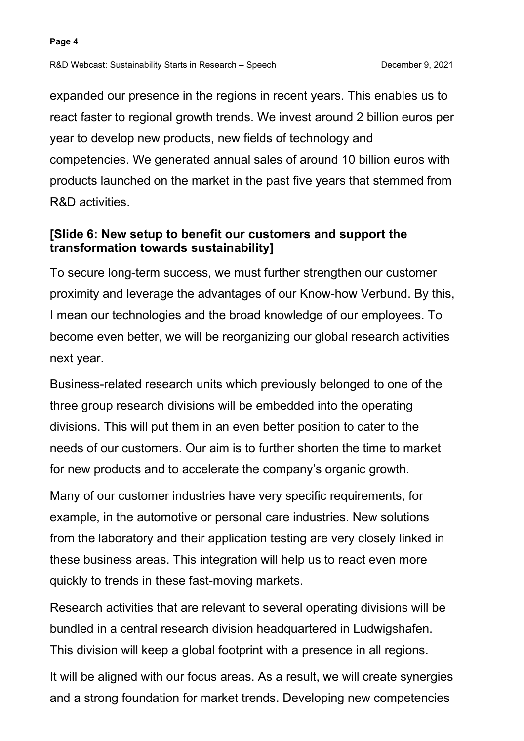expanded our presence in the regions in recent years. This enables us to react faster to regional growth trends. We invest around 2 billion euros per year to develop new products, new fields of technology and competencies. We generated annual sales of around 10 billion euros with products launched on the market in the past five years that stemmed from R&D activities.

**[Slide 6: New setup to benefit our customers and support the transformation towards sustainability]**

To secure long-term success, we must further strengthen our customer proximity and leverage the advantages of our Know-how Verbund. By this, I mean our technologies and the broad knowledge of our employees. To become even better, we will be reorganizing our global research activities next year.

Business-related research units which previously belonged to one of the three group research divisions will be embedded into the operating divisions. This will put them in an even better position to cater to the needs of our customers. Our aim is to further shorten the time to market for new products and to accelerate the company's organic growth.

Many of our customer industries have very specific requirements, for example, in the automotive or personal care industries. New solutions from the laboratory and their application testing are very closely linked in these business areas. This integration will help us to react even more quickly to trends in these fast-moving markets.

Research activities that are relevant to several operating divisions will be bundled in a central research division headquartered in Ludwigshafen. This division will keep a global footprint with a presence in all regions.

It will be aligned with our focus areas. As a result, we will create synergies and a strong foundation for market trends. Developing new competencies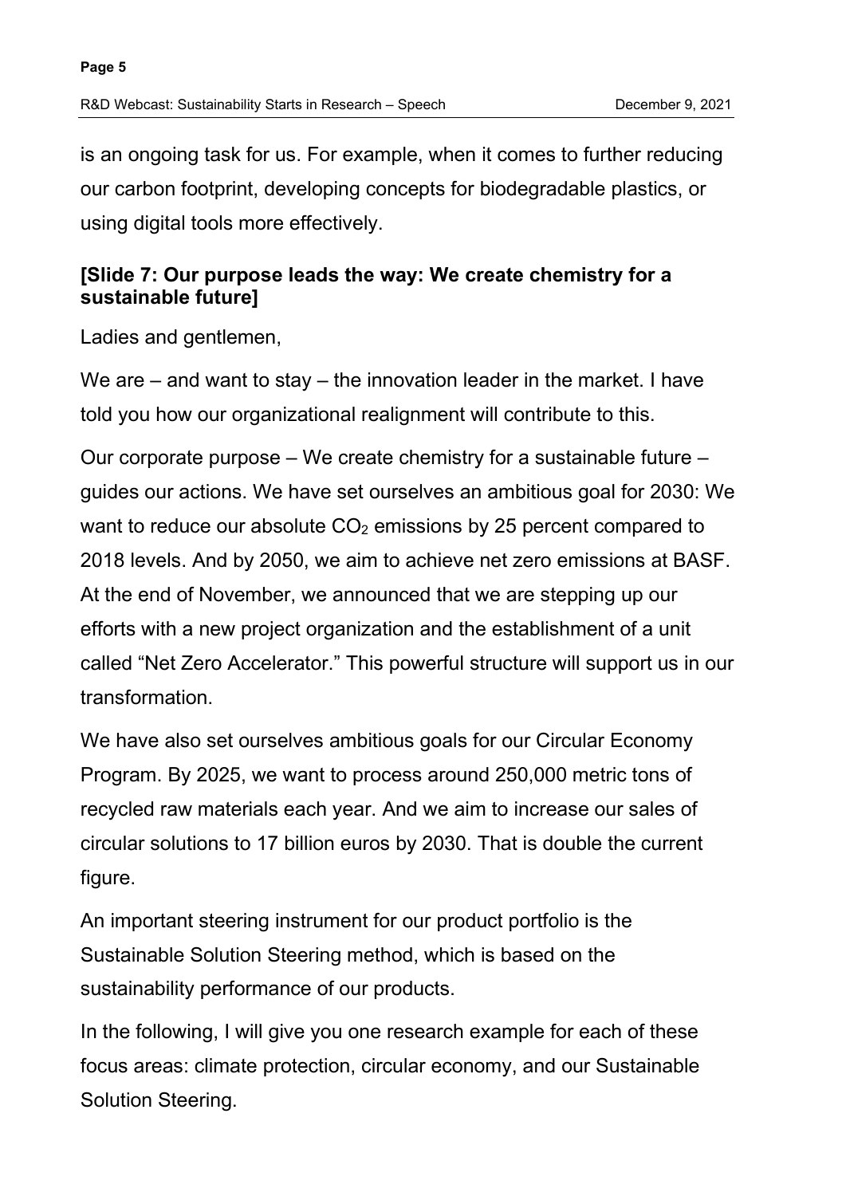is an ongoing task for us. For example, when it comes to further reducing our carbon footprint, developing concepts for biodegradable plastics, or using digital tools more effectively.

**[Slide 7: Our purpose leads the way: We create chemistry for a sustainable future]**

Ladies and gentlemen,

We are – and want to stay – the innovation leader in the market. I have told you how our organizational realignment will contribute to this.

Our corporate purpose – We create chemistry for a sustainable future – guides our actions. We have set ourselves an ambitious goal for 2030: We want to reduce our absolute $CO_2$ emissions by 25 percent compared to 2018 levels. And by 2050, we aim to achieve net zero emissions at BASF. At the end of November, we announced that we are stepping up our efforts with a new project organization and the establishment of a unit called "Net Zero Accelerator." This powerful structure will support us in our transformation.

We have also set ourselves ambitious goals for our Circular Economy Program. By 2025, we want to process around 250,000 metric tons of recycled raw materials each year. And we aim to increase our sales of circular solutions to 17 billion euros by 2030. That is double the current figure.

An important steering instrument for our product portfolio is the Sustainable Solution Steering method, which is based on the sustainability performance of our products.

In the following, I will give you one research example for each of these focus areas: climate protection, circular economy, and our Sustainable Solution Steering.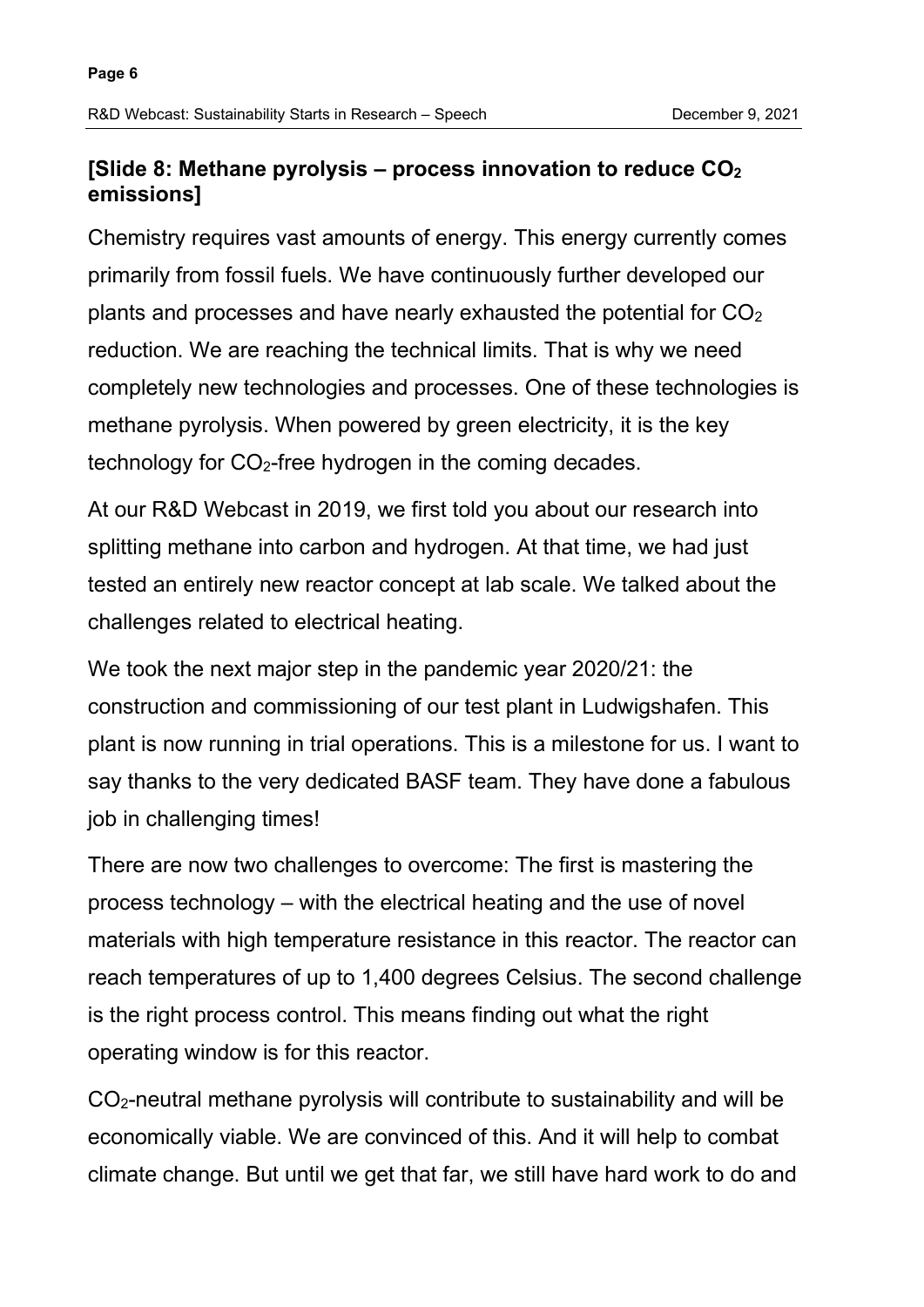**[Slide 8: Methane pyrolysis – process innovation to reduce $CO_2$ emissions]**

Chemistry requires vast amounts of energy. This energy currently comes primarily from fossil fuels. We have continuously further developed our plants and processes and have nearly exhausted the potential for $CO_2$ reduction. We are reaching the technical limits. That is why we need completely new technologies and processes. One of these technologies is methane pyrolysis. When powered by green electricity, it is the key technology for $CO_2$-free hydrogen in the coming decades.

At our R&D Webcast in 2019, we first told you about our research into splitting methane into carbon and hydrogen. At that time, we had just tested an entirely new reactor concept at lab scale. We talked about the challenges related to electrical heating.

We took the next major step in the pandemic year 2020/21: the construction and commissioning of our test plant in Ludwigshafen. This plant is now running in trial operations. This is a milestone for us. I want to say thanks to the very dedicated BASF team. They have done a fabulous job in challenging times!

There are now two challenges to overcome: The first is mastering the process technology – with the electrical heating and the use of novel materials with high temperature resistance in this reactor. The reactor can reach temperatures of up to 1,400 degrees Celsius. The second challenge is the right process control. This means finding out what the right operating window is for this reactor.

$CO_2$-neutral methane pyrolysis will contribute to sustainability and will be economically viable. We are convinced of this. And it will help to combat climate change. But until we get that far, we still have hard work to do and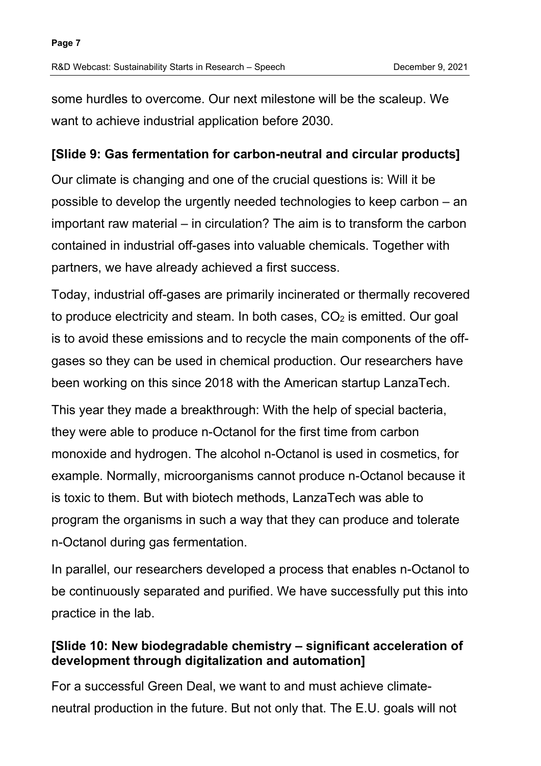some hurdles to overcome. Our next milestone will be the scaleup. We want to achieve industrial application before 2030.

**[Slide 9: Gas fermentation for carbon-neutral and circular products]**

Our climate is changing and one of the crucial questions is: Will it be possible to develop the urgently needed technologies to keep carbon – an important raw material – in circulation? The aim is to transform the carbon contained in industrial off-gases into valuable chemicals. Together with partners, we have already achieved a first success.

Today, industrial off-gases are primarily incinerated or thermally recovered to produce electricity and steam. In both cases, $CO_2$ is emitted. Our goal is to avoid these emissions and to recycle the main components of the off-gases so they can be used in chemical production. Our researchers have been working on this since 2018 with the American startup LanzaTech.

This year they made a breakthrough: With the help of special bacteria, they were able to produce n-Octanol for the first time from carbon monoxide and hydrogen. The alcohol n-Octanol is used in cosmetics, for example. Normally, microorganisms cannot produce n-Octanol because it is toxic to them. But with biotech methods, LanzaTech was able to program the organisms in such a way that they can produce and tolerate n-Octanol during gas fermentation.

In parallel, our researchers developed a process that enables n-Octanol to be continuously separated and purified. We have successfully put this into practice in the lab.

**[Slide 10: New biodegradable chemistry – significant acceleration of development through digitalization and automation]**

For a successful Green Deal, we want to and must achieve climate-neutral production in the future. But not only that. The E.U. goals will not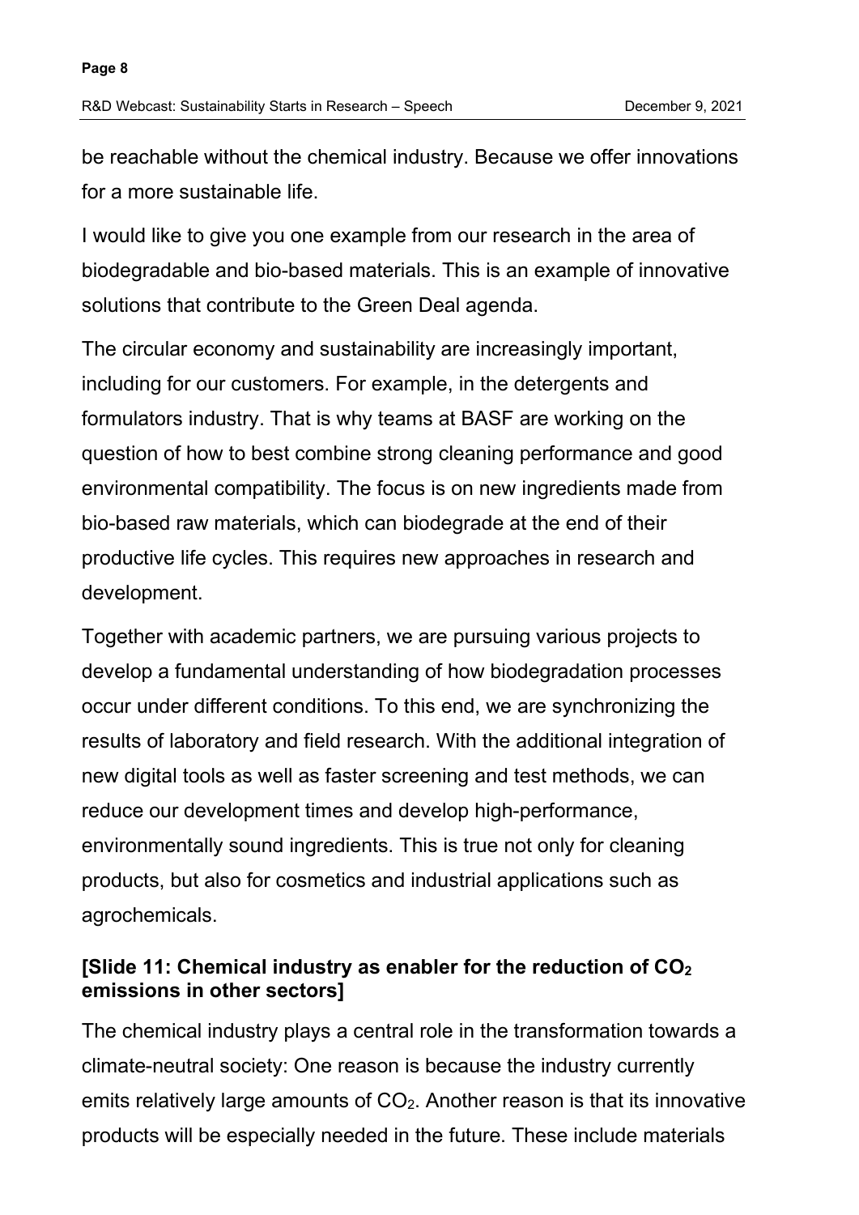be reachable without the chemical industry. Because we offer innovations for a more sustainable life.

I would like to give you one example from our research in the area of biodegradable and bio-based materials. This is an example of innovative solutions that contribute to the Green Deal agenda.

The circular economy and sustainability are increasingly important, including for our customers. For example, in the detergents and formulators industry. That is why teams at BASF are working on the question of how to best combine strong cleaning performance and good environmental compatibility. The focus is on new ingredients made from bio-based raw materials, which can biodegrade at the end of their productive life cycles. This requires new approaches in research and development.

Together with academic partners, we are pursuing various projects to develop a fundamental understanding of how biodegradation processes occur under different conditions. To this end, we are synchronizing the results of laboratory and field research. With the additional integration of new digital tools as well as faster screening and test methods, we can reduce our development times and develop high-performance, environmentally sound ingredients. This is true not only for cleaning products, but also for cosmetics and industrial applications such as agrochemicals.

**[Slide 11: Chemical industry as enabler for the reduction of $CO_2$ emissions in other sectors]**

The chemical industry plays a central role in the transformation towards a climate-neutral society: One reason is because the industry currently emits relatively large amounts of $CO_2$. Another reason is that its innovative products will be especially needed in the future. These include materials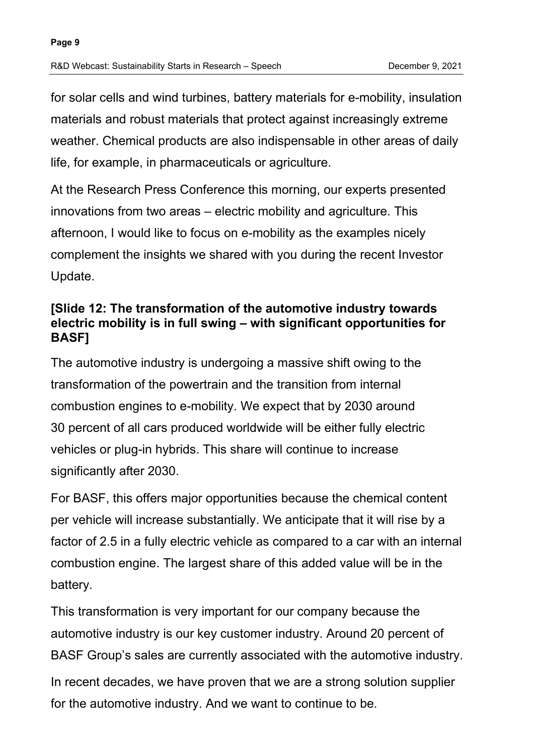for solar cells and wind turbines, battery materials for e-mobility, insulation materials and robust materials that protect against increasingly extreme weather. Chemical products are also indispensable in other areas of daily life, for example, in pharmaceuticals or agriculture.

At the Research Press Conference this morning, our experts presented innovations from two areas – electric mobility and agriculture. This afternoon, I would like to focus on e-mobility as the examples nicely complement the insights we shared with you during the recent Investor Update.

**[Slide 12: The transformation of the automotive industry towards electric mobility is in full swing – with significant opportunities for BASF]**

The automotive industry is undergoing a massive shift owing to the transformation of the powertrain and the transition from internal combustion engines to e-mobility. We expect that by 2030 around 30 percent of all cars produced worldwide will be either fully electric vehicles or plug-in hybrids. This share will continue to increase significantly after 2030.

For BASF, this offers major opportunities because the chemical content per vehicle will increase substantially. We anticipate that it will rise by a factor of 2.5 in a fully electric vehicle as compared to a car with an internal combustion engine. The largest share of this added value will be in the battery.

This transformation is very important for our company because the automotive industry is our key customer industry. Around 20 percent of BASF Group's sales are currently associated with the automotive industry.

In recent decades, we have proven that we are a strong solution supplier for the automotive industry. And we want to continue to be.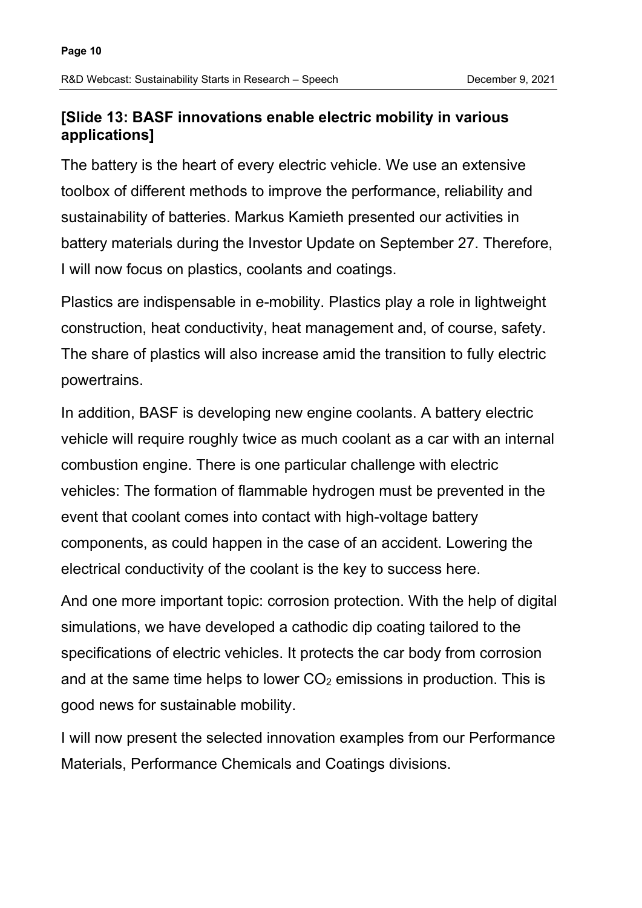**[Slide 13: BASF innovations enable electric mobility in various applications]**

The battery is the heart of every electric vehicle. We use an extensive toolbox of different methods to improve the performance, reliability and sustainability of batteries. Markus Kamieth presented our activities in battery materials during the Investor Update on September 27. Therefore, I will now focus on plastics, coolants and coatings.

Plastics are indispensable in e-mobility. Plastics play a role in lightweight construction, heat conductivity, heat management and, of course, safety. The share of plastics will also increase amid the transition to fully electric powertrains.

In addition, BASF is developing new engine coolants. A battery electric vehicle will require roughly twice as much coolant as a car with an internal combustion engine. There is one particular challenge with electric vehicles: The formation of flammable hydrogen must be prevented in the event that coolant comes into contact with high-voltage battery components, as could happen in the case of an accident. Lowering the electrical conductivity of the coolant is the key to success here.

And one more important topic: corrosion protection. With the help of digital simulations, we have developed a cathodic dip coating tailored to the specifications of electric vehicles. It protects the car body from corrosion and at the same time helps to lower $CO_2$ emissions in production. This is good news for sustainable mobility.

I will now present the selected innovation examples from our Performance Materials, Performance Chemicals and Coatings divisions.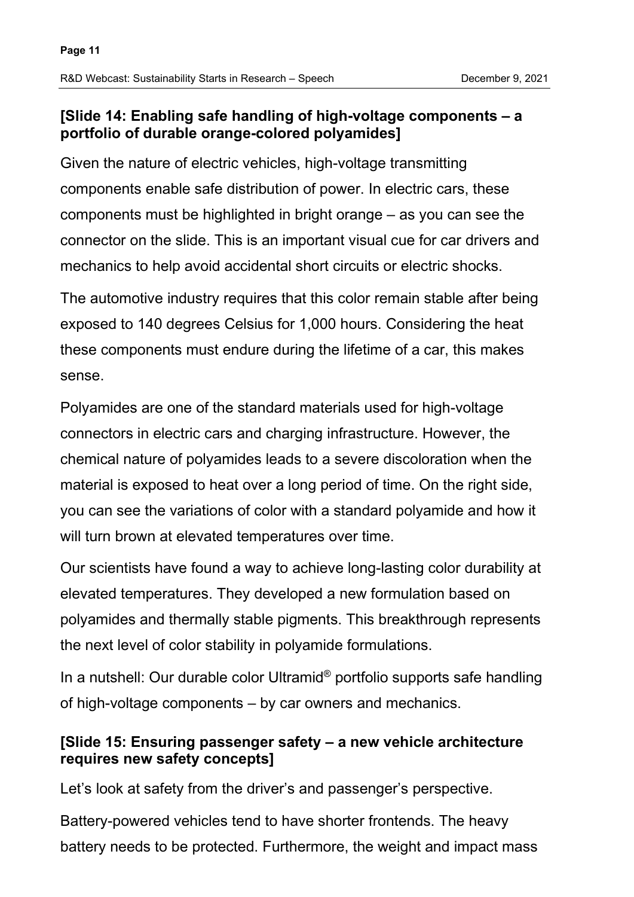**[Slide 14: Enabling safe handling of high-voltage components – a portfolio of durable orange-colored polyamides]**

Given the nature of electric vehicles, high-voltage transmitting components enable safe distribution of power. In electric cars, these components must be highlighted in bright orange – as you can see the connector on the slide. This is an important visual cue for car drivers and mechanics to help avoid accidental short circuits or electric shocks.

The automotive industry requires that this color remain stable after being exposed to 140 degrees Celsius for 1,000 hours. Considering the heat these components must endure during the lifetime of a car, this makes sense.

Polyamides are one of the standard materials used for high-voltage connectors in electric cars and charging infrastructure. However, the chemical nature of polyamides leads to a severe discoloration when the material is exposed to heat over a long period of time. On the right side, you can see the variations of color with a standard polyamide and how it will turn brown at elevated temperatures over time.

Our scientists have found a way to achieve long-lasting color durability at elevated temperatures. They developed a new formulation based on polyamides and thermally stable pigments. This breakthrough represents the next level of color stability in polyamide formulations.

In a nutshell: Our durable color Ultramid® portfolio supports safe handling of high-voltage components – by car owners and mechanics.

**[Slide 15: Ensuring passenger safety – a new vehicle architecture requires new safety concepts]**

Let's look at safety from the driver's and passenger's perspective.

Battery-powered vehicles tend to have shorter frontends. The heavy battery needs to be protected. Furthermore, the weight and impact mass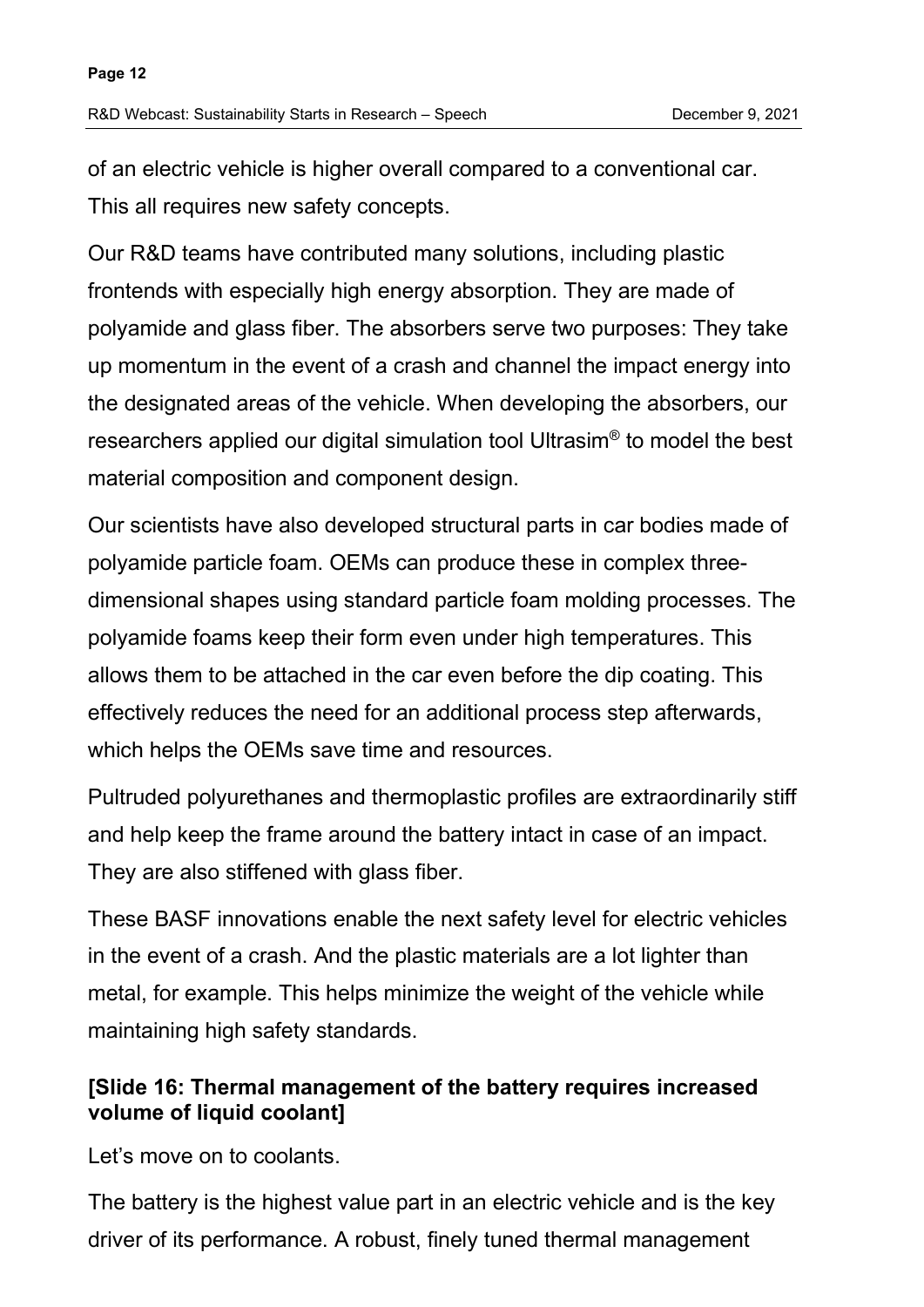of an electric vehicle is higher overall compared to a conventional car. This all requires new safety concepts.

Our R&D teams have contributed many solutions, including plastic frontends with especially high energy absorption. They are made of polyamide and glass fiber. The absorbers serve two purposes: They take up momentum in the event of a crash and channel the impact energy into the designated areas of the vehicle. When developing the absorbers, our researchers applied our digital simulation tool Ultrasim® to model the best material composition and component design.

Our scientists have also developed structural parts in car bodies made of polyamide particle foam. OEMs can produce these in complex three-dimensional shapes using standard particle foam molding processes. The polyamide foams keep their form even under high temperatures. This allows them to be attached in the car even before the dip coating. This effectively reduces the need for an additional process step afterwards, which helps the OEMs save time and resources.

Pultruded polyurethanes and thermoplastic profiles are extraordinarily stiff and help keep the frame around the battery intact in case of an impact. They are also stiffened with glass fiber.

These BASF innovations enable the next safety level for electric vehicles in the event of a crash. And the plastic materials are a lot lighter than metal, for example. This helps minimize the weight of the vehicle while maintaining high safety standards.

**[Slide 16: Thermal management of the battery requires increased volume of liquid coolant]**

Let's move on to coolants.

The battery is the highest value part in an electric vehicle and is the key driver of its performance. A robust, finely tuned thermal management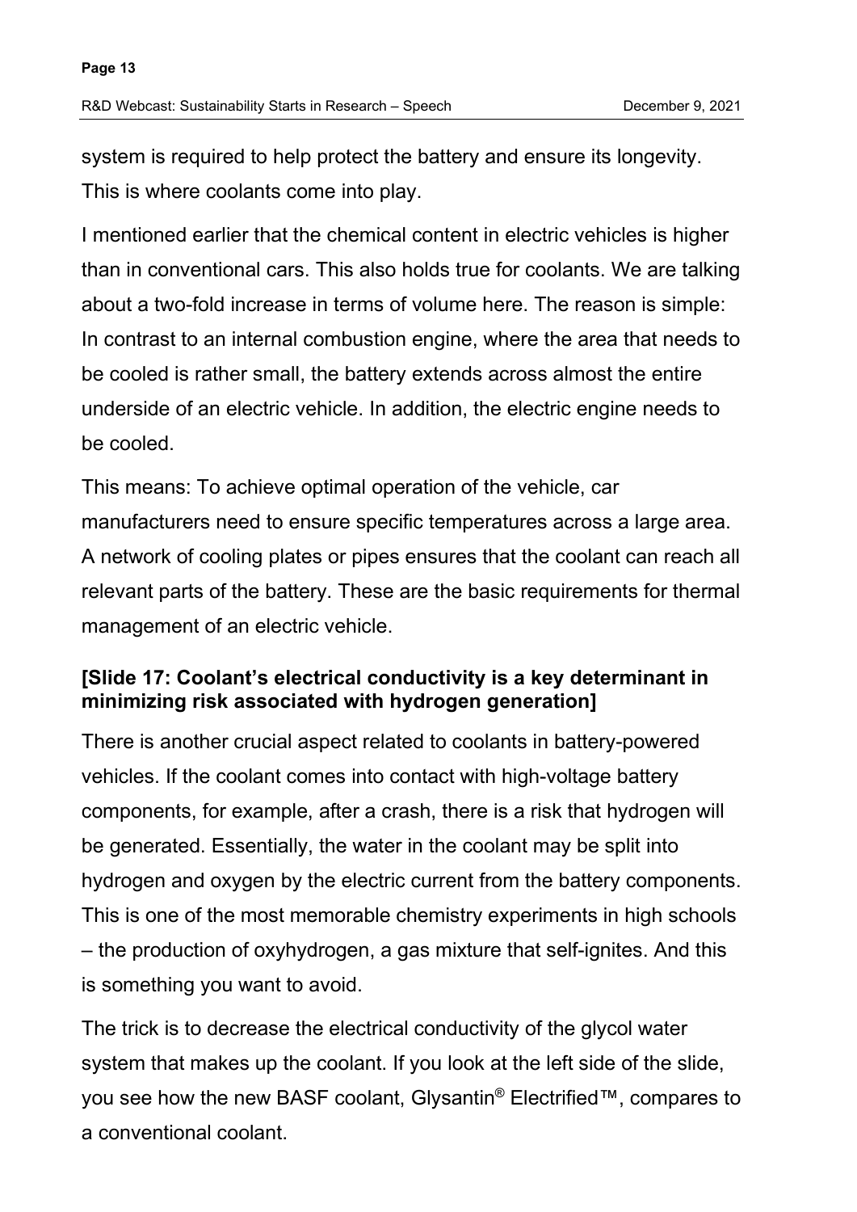system is required to help protect the battery and ensure its longevity. This is where coolants come into play.

I mentioned earlier that the chemical content in electric vehicles is higher than in conventional cars. This also holds true for coolants. We are talking about a two-fold increase in terms of volume here. The reason is simple: In contrast to an internal combustion engine, where the area that needs to be cooled is rather small, the battery extends across almost the entire underside of an electric vehicle. In addition, the electric engine needs to be cooled.

This means: To achieve optimal operation of the vehicle, car manufacturers need to ensure specific temperatures across a large area. A network of cooling plates or pipes ensures that the coolant can reach all relevant parts of the battery. These are the basic requirements for thermal management of an electric vehicle.

**[Slide 17: Coolant's electrical conductivity is a key determinant in minimizing risk associated with hydrogen generation]**

There is another crucial aspect related to coolants in battery-powered vehicles. If the coolant comes into contact with high-voltage battery components, for example, after a crash, there is a risk that hydrogen will be generated. Essentially, the water in the coolant may be split into hydrogen and oxygen by the electric current from the battery components. This is one of the most memorable chemistry experiments in high schools – the production of oxyhydrogen, a gas mixture that self-ignites. And this is something you want to avoid.

The trick is to decrease the electrical conductivity of the glycol water system that makes up the coolant. If you look at the left side of the slide, you see how the new BASF coolant, Glysantin® Electrified™, compares to a conventional coolant.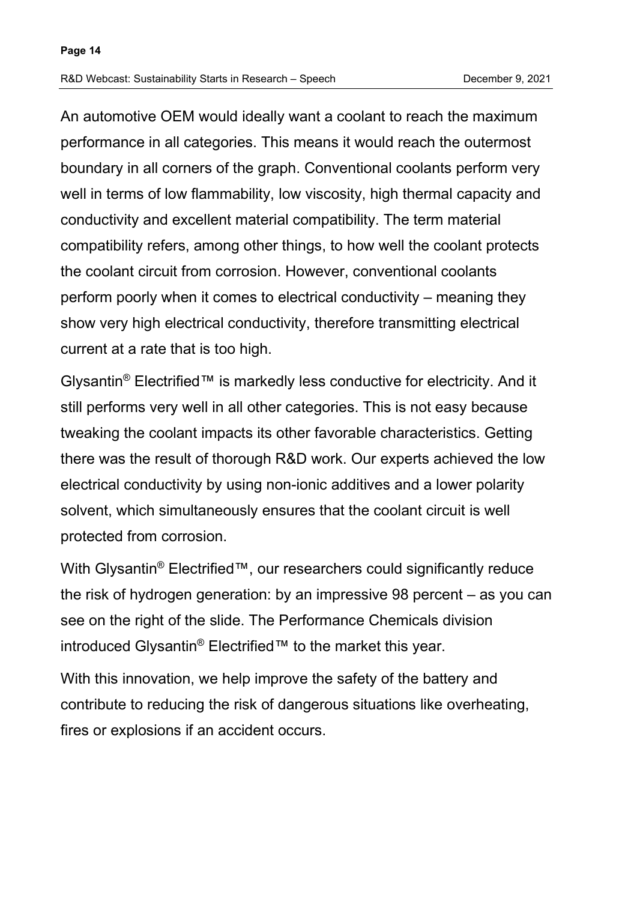An automotive OEM would ideally want a coolant to reach the maximum performance in all categories. This means it would reach the outermost boundary in all corners of the graph. Conventional coolants perform very well in terms of low flammability, low viscosity, high thermal capacity and conductivity and excellent material compatibility. The term material compatibility refers, among other things, to how well the coolant protects the coolant circuit from corrosion. However, conventional coolants perform poorly when it comes to electrical conductivity – meaning they show very high electrical conductivity, therefore transmitting electrical current at a rate that is too high.

Glysantin® Electrified™ is markedly less conductive for electricity. And it still performs very well in all other categories. This is not easy because tweaking the coolant impacts its other favorable characteristics. Getting there was the result of thorough R&D work. Our experts achieved the low electrical conductivity by using non-ionic additives and a lower polarity solvent, which simultaneously ensures that the coolant circuit is well protected from corrosion.

With Glysantin® Electrified™, our researchers could significantly reduce the risk of hydrogen generation: by an impressive 98 percent – as you can see on the right of the slide. The Performance Chemicals division introduced Glysantin® Electrified™ to the market this year.

With this innovation, we help improve the safety of the battery and contribute to reducing the risk of dangerous situations like overheating, fires or explosions if an accident occurs.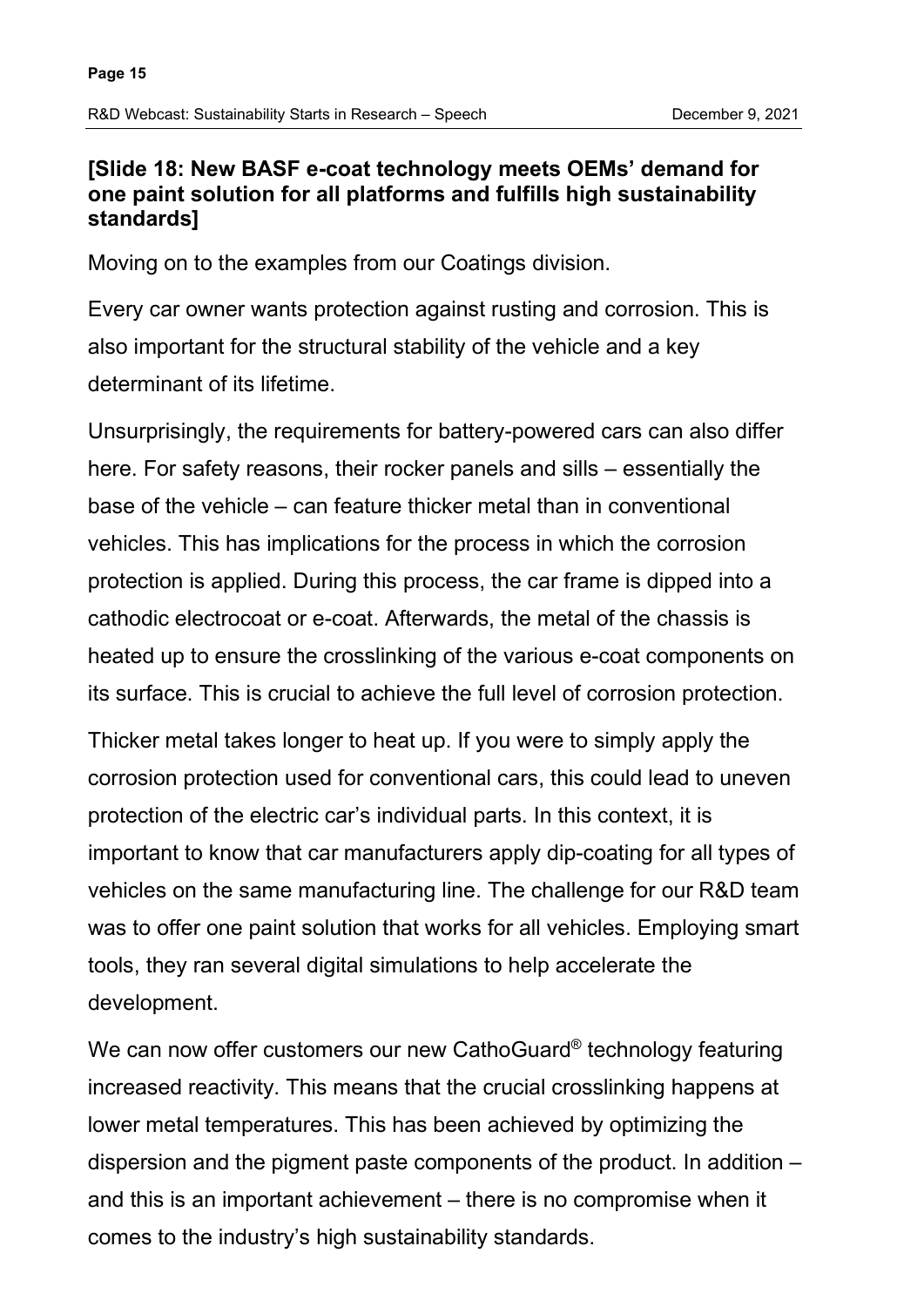**[Slide 18: New BASF e-coat technology meets OEMs' demand for one paint solution for all platforms and fulfills high sustainability standards]**

Moving on to the examples from our Coatings division.

Every car owner wants protection against rusting and corrosion. This is also important for the structural stability of the vehicle and a key determinant of its lifetime.

Unsurprisingly, the requirements for battery-powered cars can also differ here. For safety reasons, their rocker panels and sills – essentially the base of the vehicle – can feature thicker metal than in conventional vehicles. This has implications for the process in which the corrosion protection is applied. During this process, the car frame is dipped into a cathodic electrocoat or e-coat. Afterwards, the metal of the chassis is heated up to ensure the crosslinking of the various e-coat components on its surface. This is crucial to achieve the full level of corrosion protection.

Thicker metal takes longer to heat up. If you were to simply apply the corrosion protection used for conventional cars, this could lead to uneven protection of the electric car's individual parts. In this context, it is important to know that car manufacturers apply dip-coating for all types of vehicles on the same manufacturing line. The challenge for our R&D team was to offer one paint solution that works for all vehicles. Employing smart tools, they ran several digital simulations to help accelerate the development.

We can now offer customers our new CathoGuard® technology featuring increased reactivity. This means that the crucial crosslinking happens at lower metal temperatures. This has been achieved by optimizing the dispersion and the pigment paste components of the product. In addition – and this is an important achievement – there is no compromise when it comes to the industry's high sustainability standards.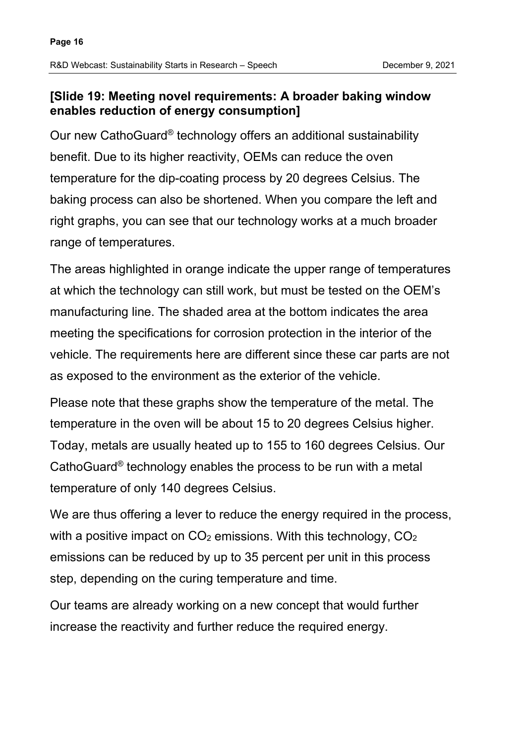**[Slide 19: Meeting novel requirements: A broader baking window enables reduction of energy consumption]**

Our new CathoGuard® technology offers an additional sustainability benefit. Due to its higher reactivity, OEMs can reduce the oven temperature for the dip-coating process by 20 degrees Celsius. The baking process can also be shortened. When you compare the left and right graphs, you can see that our technology works at a much broader range of temperatures.

The areas highlighted in orange indicate the upper range of temperatures at which the technology can still work, but must be tested on the OEM's manufacturing line. The shaded area at the bottom indicates the area meeting the specifications for corrosion protection in the interior of the vehicle. The requirements here are different since these car parts are not as exposed to the environment as the exterior of the vehicle.

Please note that these graphs show the temperature of the metal. The temperature in the oven will be about 15 to 20 degrees Celsius higher. Today, metals are usually heated up to 155 to 160 degrees Celsius. Our CathoGuard® technology enables the process to be run with a metal temperature of only 140 degrees Celsius.

We are thus offering a lever to reduce the energy required in the process, with a positive impact on $CO_2$ emissions. With this technology, $CO_2$ emissions can be reduced by up to 35 percent per unit in this process step, depending on the curing temperature and time.

Our teams are already working on a new concept that would further increase the reactivity and further reduce the required energy.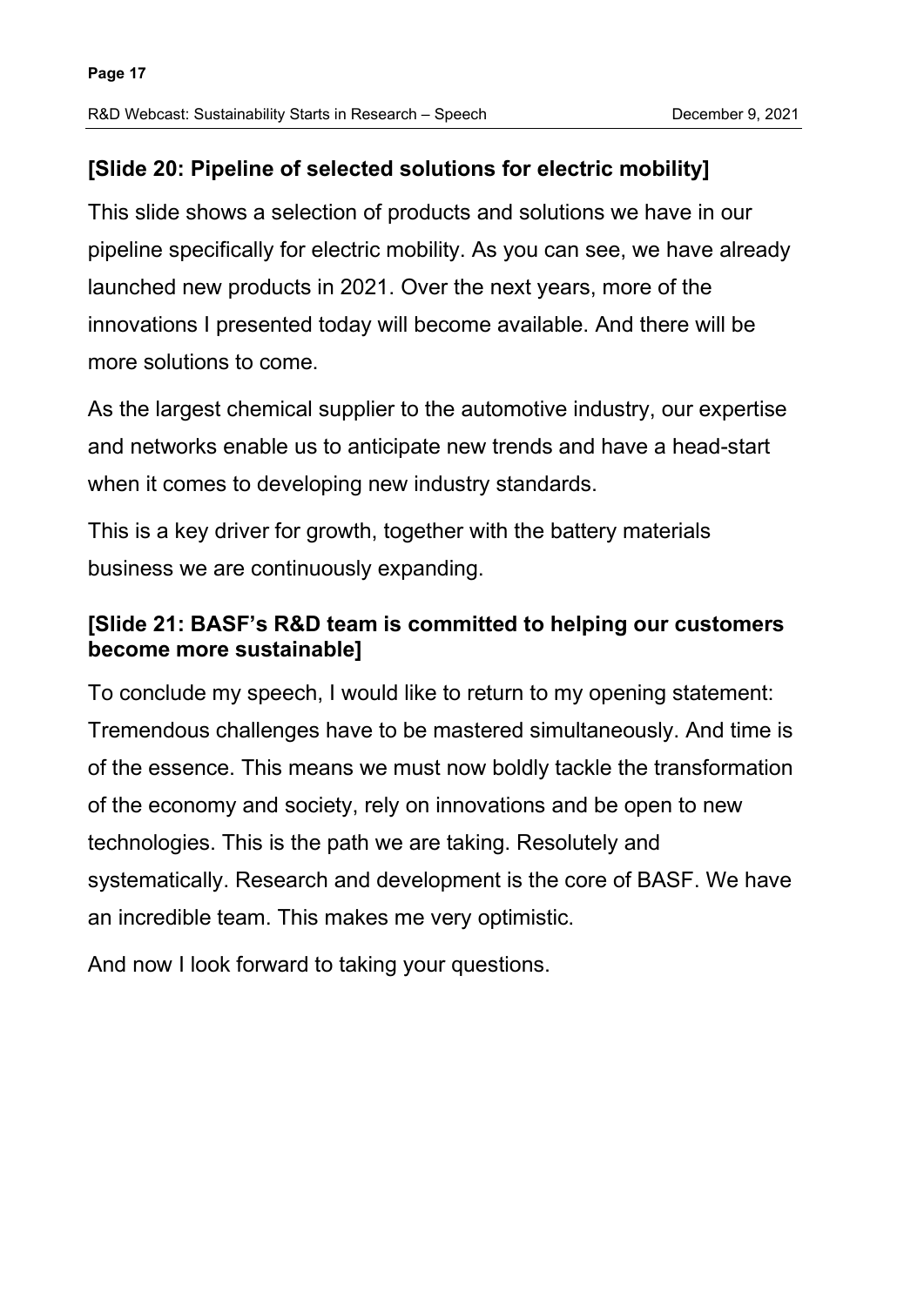**[Slide 20: Pipeline of selected solutions for electric mobility]**

This slide shows a selection of products and solutions we have in our pipeline specifically for electric mobility. As you can see, we have already launched new products in 2021. Over the next years, more of the innovations I presented today will become available. And there will be more solutions to come.

As the largest chemical supplier to the automotive industry, our expertise and networks enable us to anticipate new trends and have a head-start when it comes to developing new industry standards.

This is a key driver for growth, together with the battery materials business we are continuously expanding.

**[Slide 21: BASF's R&D team is committed to helping our customers become more sustainable]**

To conclude my speech, I would like to return to my opening statement: Tremendous challenges have to be mastered simultaneously. And time is of the essence. This means we must now boldly tackle the transformation of the economy and society, rely on innovations and be open to new technologies. This is the path we are taking. Resolutely and systematically. Research and development is the core of BASF. We have an incredible team. This makes me very optimistic.

And now I look forward to taking your questions.